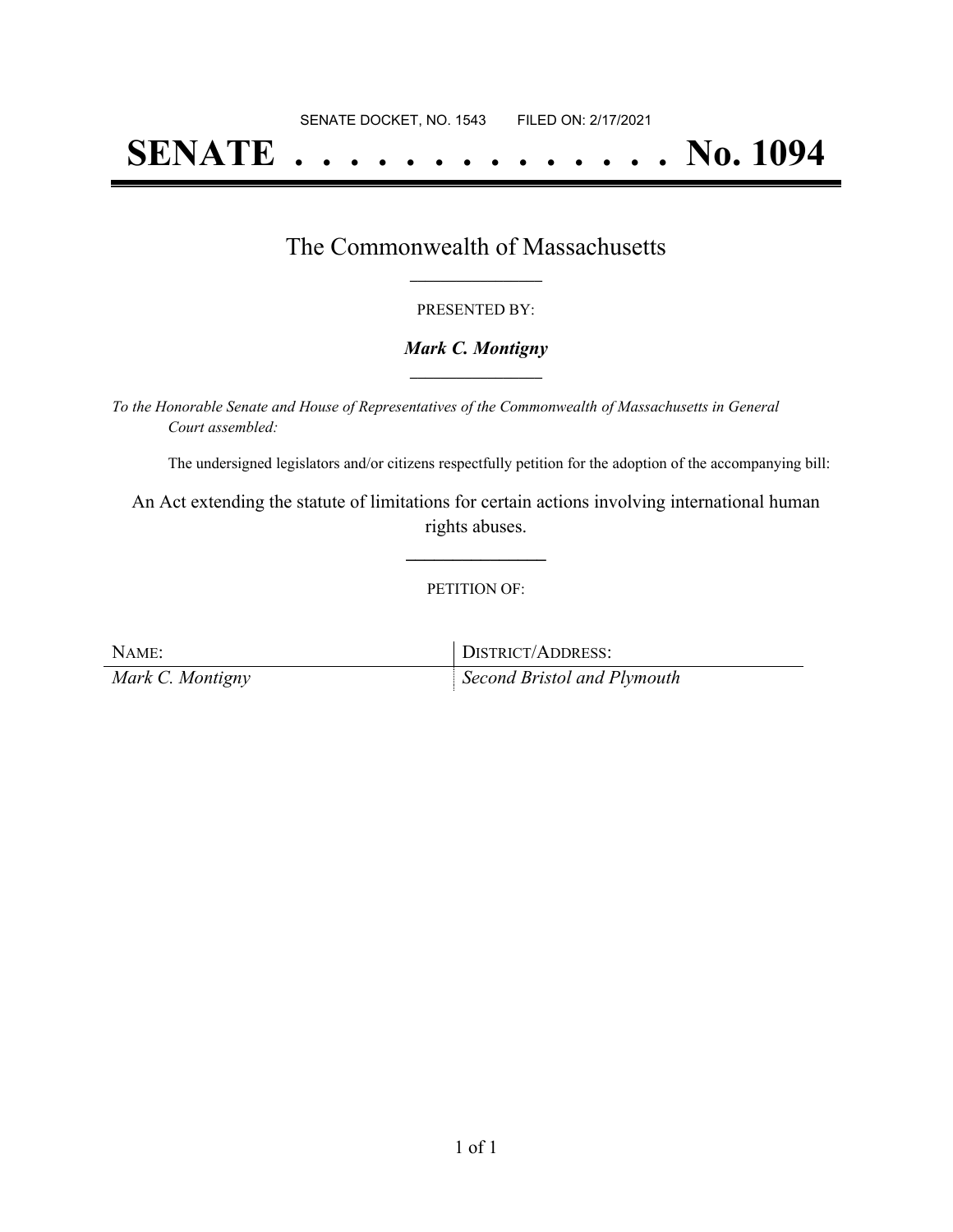SENATE DOCKET, NO. 1543 FILED ON: 2/17/2021

# SENATE . . . . . . . . . . . . . . No. 1094

## The Commonwealth of Massachusetts

PRESENTED BY:

***Mark C. Montigny***

*To the Honorable Senate and House of Representatives of the Commonwealth of Massachusetts in General Court assembled:*

The undersigned legislators and/or citizens respectfully petition for the adoption of the accompanying bill:

An Act extending the statute of limitations for certain actions involving international human rights abuses.

PETITION OF:

| NAME: | DISTRICT/ADDRESS: |
| --- | --- |
| *Mark C. Montigny* | *Second Bristol and Plymouth* |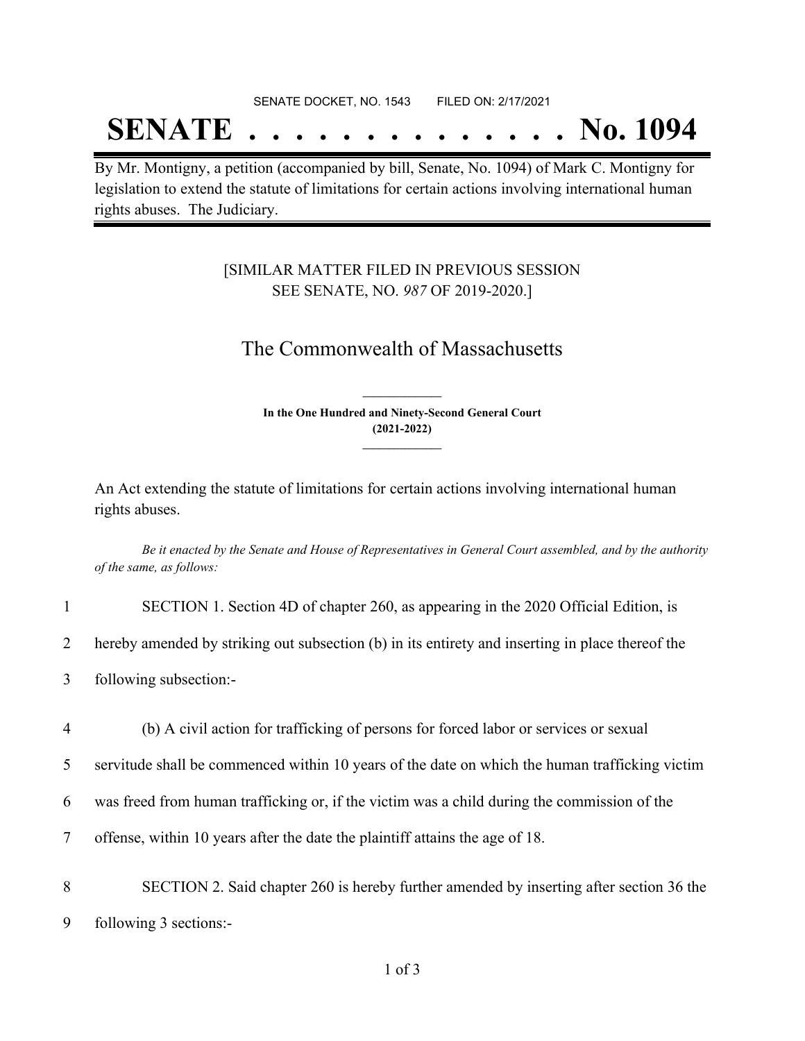SENATE DOCKET, NO. 1543 FILED ON: 2/17/2021

# SENATE . . . . . . . . . . . . . . No. 1094

By Mr. Montigny, a petition (accompanied by bill, Senate, No. 1094) of Mark C. Montigny for legislation to extend the statute of limitations for certain actions involving international human rights abuses. The Judiciary.

[SIMILAR MATTER FILED IN PREVIOUS SESSION SEE SENATE, NO. *987* OF 2019-2020.]

## The Commonwealth of Massachusetts

**In the One Hundred and Ninety-Second General Court (2021-2022)**

An Act extending the statute of limitations for certain actions involving international human rights abuses.

*Be it enacted by the Senate and House of Representatives in General Court assembled, and by the authority of the same, as follows:*

1 SECTION 1. Section 4D of chapter 260, as appearing in the 2020 Official Edition, is
2 hereby amended by striking out subsection (b) in its entirety and inserting in place thereof the
3 following subsection:-

4 (b) A civil action for trafficking of persons for forced labor or services or sexual
5 servitude shall be commenced within 10 years of the date on which the human trafficking victim
6 was freed from human trafficking or, if the victim was a child during the commission of the
7 offense, within 10 years after the date the plaintiff attains the age of 18.

8 SECTION 2. Said chapter 260 is hereby further amended by inserting after section 36 the
9 following 3 sections:-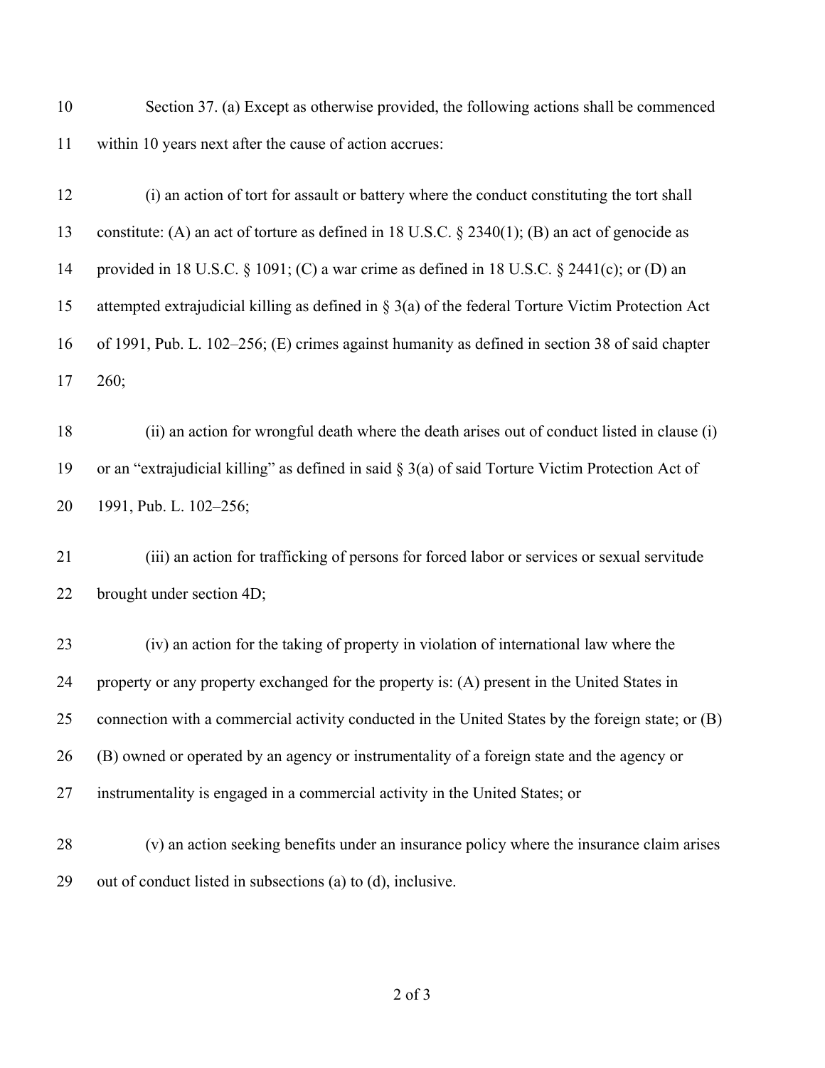Section 37. (a) Except as otherwise provided, the following actions shall be commenced within 10 years next after the cause of action accrues:

(i) an action of tort for assault or battery where the conduct constituting the tort shall constitute: (A) an act of torture as defined in 18 U.S.C. § 2340(1); (B) an act of genocide as provided in 18 U.S.C. § 1091; (C) a war crime as defined in 18 U.S.C. § 2441(c); or (D) an attempted extrajudicial killing as defined in § 3(a) of the federal Torture Victim Protection Act of 1991, Pub. L. 102–256; (E) crimes against humanity as defined in section 38 of said chapter 260;

(ii) an action for wrongful death where the death arises out of conduct listed in clause (i) or an "extrajudicial killing" as defined in said § 3(a) of said Torture Victim Protection Act of 1991, Pub. L. 102–256;

(iii) an action for trafficking of persons for forced labor or services or sexual servitude brought under section 4D;

(iv) an action for the taking of property in violation of international law where the property or any property exchanged for the property is: (A) present in the United States in connection with a commercial activity conducted in the United States by the foreign state; or (B) (B) owned or operated by an agency or instrumentality of a foreign state and the agency or instrumentality is engaged in a commercial activity in the United States; or

(v) an action seeking benefits under an insurance policy where the insurance claim arises out of conduct listed in subsections (a) to (d), inclusive.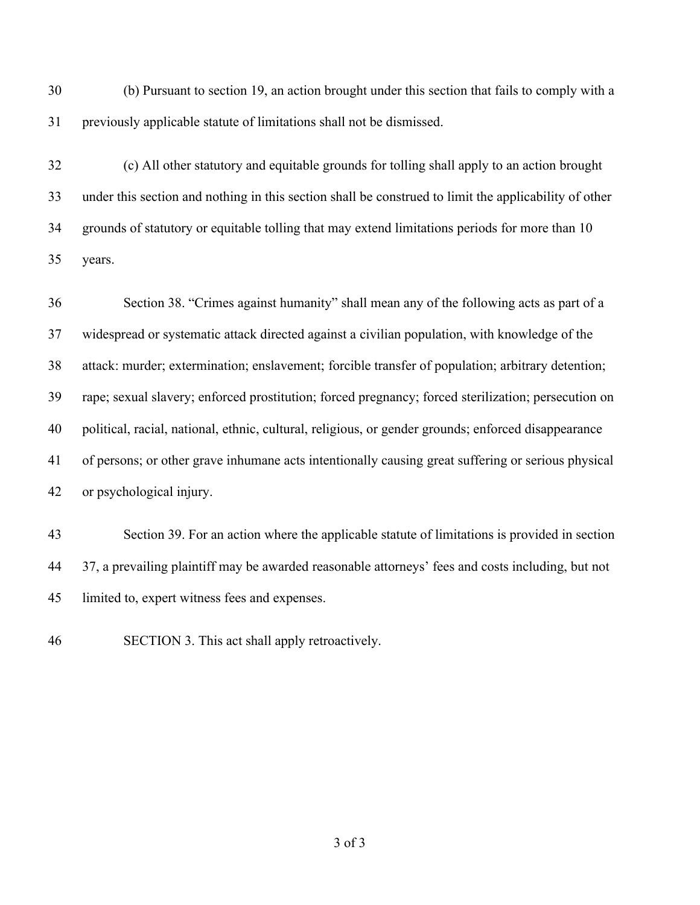(b) Pursuant to section 19, an action brought under this section that fails to comply with a previously applicable statute of limitations shall not be dismissed.

(c) All other statutory and equitable grounds for tolling shall apply to an action brought under this section and nothing in this section shall be construed to limit the applicability of other grounds of statutory or equitable tolling that may extend limitations periods for more than 10 years.

Section 38. "Crimes against humanity" shall mean any of the following acts as part of a widespread or systematic attack directed against a civilian population, with knowledge of the attack: murder; extermination; enslavement; forcible transfer of population; arbitrary detention; rape; sexual slavery; enforced prostitution; forced pregnancy; forced sterilization; persecution on political, racial, national, ethnic, cultural, religious, or gender grounds; enforced disappearance of persons; or other grave inhumane acts intentionally causing great suffering or serious physical or psychological injury.

Section 39. For an action where the applicable statute of limitations is provided in section 37, a prevailing plaintiff may be awarded reasonable attorneys' fees and costs including, but not limited to, expert witness fees and expenses.

SECTION 3. This act shall apply retroactively.